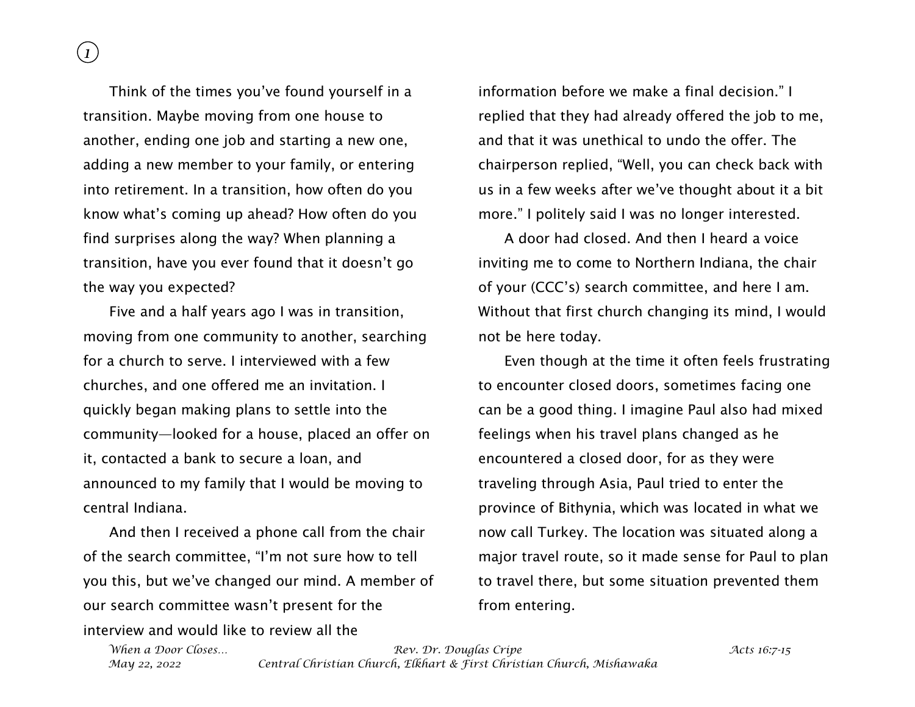Think of the times you've found yourself in a transition. Maybe moving from one house to another, ending one job and starting a new one, adding a new member to your family, or entering into retirement. In a transition, how often do you know what's coming up ahead? How often do you find surprises along the way? When planning a transition, have you ever found that it doesn't go the way you expected?

Five and a half years ago I was in transition, moving from one community to another, searching for a church to serve. I interviewed with a few churches, and one offered me an invitation. I quickly began making plans to settle into the community—looked for a house, placed an offer on it, contacted a bank to secure a loan, and announced to my family that I would be moving to central Indiana.

And then I received a phone call from the chair of the search committee, "I'm not sure how to tell you this, but we've changed our mind. A member of our search committee wasn't present for the interview and would like to review all the information before we make a final decision." I replied that they had already offered the job to me, and that it was unethical to undo the offer. The chairperson replied, "Well, you can check back with us in a few weeks after we've thought about it a bit more." I politely said I was no longer interested.

A door had closed. And then I heard a voice inviting me to come to Northern Indiana, the chair of your (CCC's) search committee, and here I am. Without that first church changing its mind, I would not be here today.

Even though at the time it often feels frustrating to encounter closed doors, sometimes facing one can be a good thing. I imagine Paul also had mixed feelings when his travel plans changed as he encountered a closed door, for as they were traveling through Asia, Paul tried to enter the province of Bithynia, which was located in what we now call Turkey. The location was situated along a major travel route, so it made sense for Paul to plan to travel there, but some situation prevented them from entering.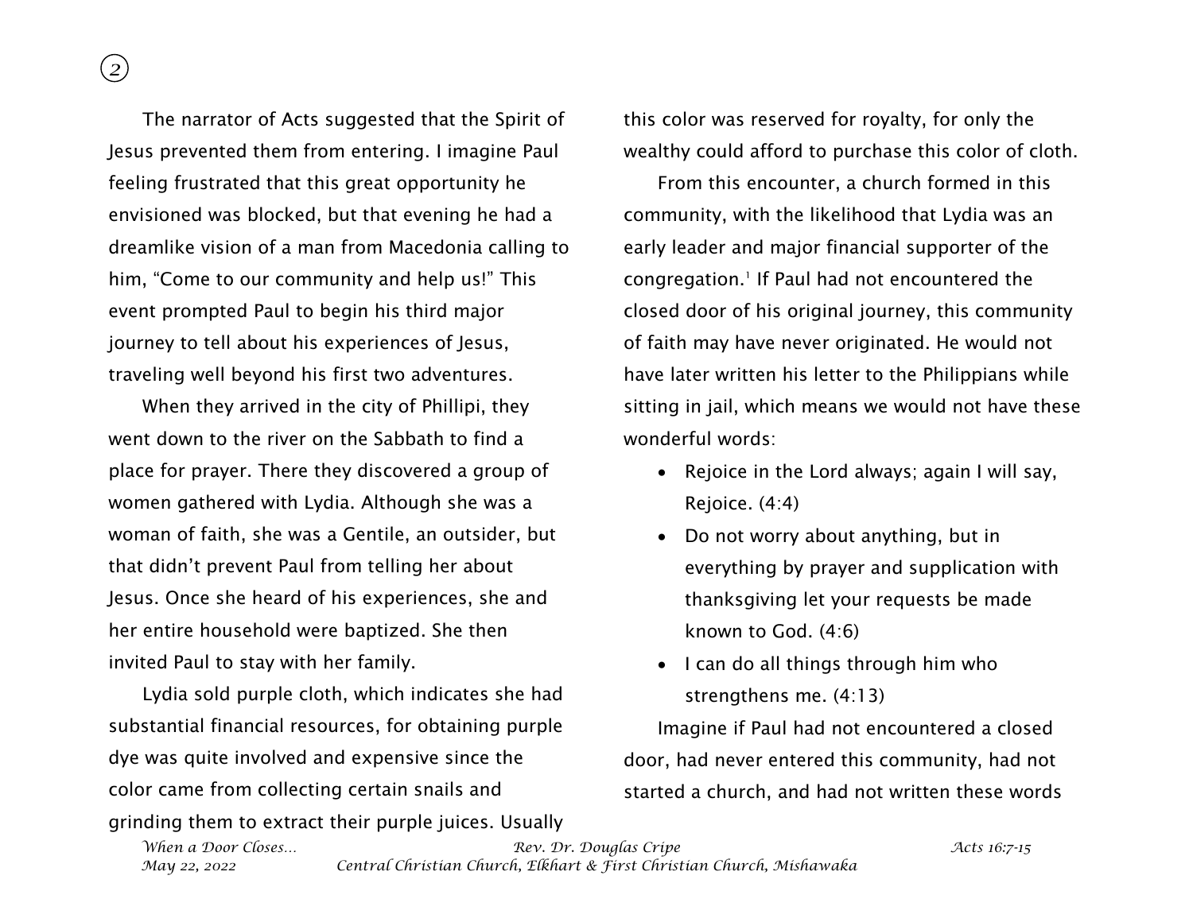The narrator of Acts suggested that the Spirit of Jesus prevented them from entering. I imagine Paul feeling frustrated that this great opportunity he envisioned was blocked, but that evening he had a dreamlike vision of a man from Macedonia calling to him, "Come to our community and help us!" This event prompted Paul to begin his third major journey to tell about his experiences of Jesus, traveling well beyond his first two adventures.

When they arrived in the city of Phillipi, they went down to the river on the Sabbath to find a place for prayer. There they discovered a group of women gathered with Lydia. Although she was a woman of faith, she was a Gentile, an outsider, but that didn't prevent Paul from telling her about Jesus. Once she heard of his experiences, she and her entire household were baptized. She then invited Paul to stay with her family.

Lydia sold purple cloth, which indicates she had substantial financial resources, for obtaining purple dye was quite involved and expensive since the color came from collecting certain snails and grinding them to extract their purple juices. Usually this color was reserved for royalty, for only the wealthy could afford to purchase this color of cloth.

From this encounter, a church formed in this community, with the likelihood that Lydia was an early leader and major financial supporter of the congregation.[1] If Paul had not encountered the closed door of his original journey, this community of faith may have never originated. He would not have later written his letter to the Philippians while sitting in jail, which means we would not have these wonderful words:

- Rejoice in the Lord always; again I will say, Rejoice. (4:4)
- Do not worry about anything, but in everything by prayer and supplication with thanksgiving let your requests be made known to God. (4:6)
- I can do all things through him who strengthens me. (4:13)

Imagine if Paul had not encountered a closed door, had never entered this community, had not started a church, and had not written these words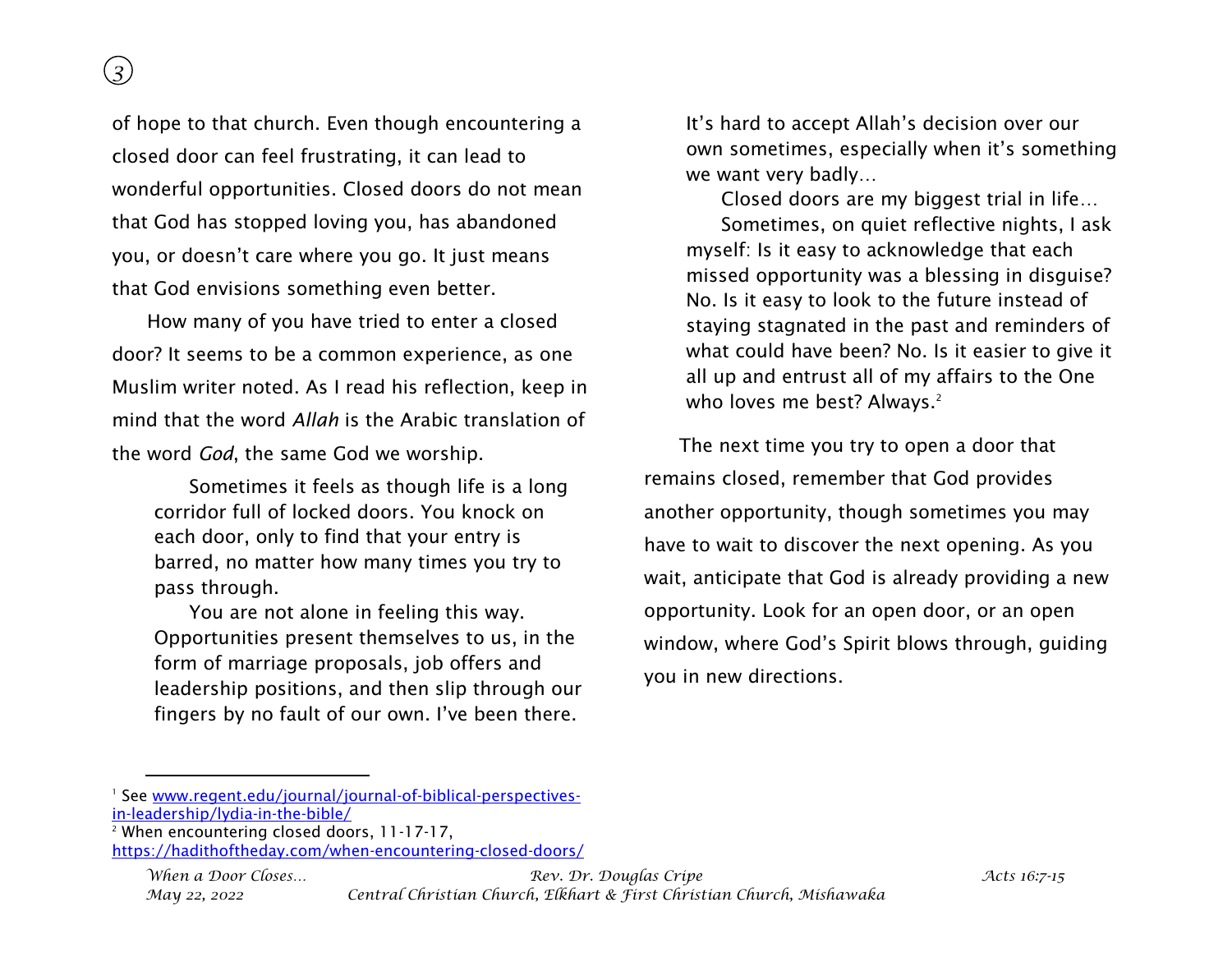of hope to that church. Even though encountering a closed door can feel frustrating, it can lead to wonderful opportunities. Closed doors do not mean that God has stopped loving you, has abandoned you, or doesn't care where you go. It just means that God envisions something even better.

How many of you have tried to enter a closed door? It seems to be a common experience, as one Muslim writer noted. As I read his reflection, keep in mind that the word *Allah* is the Arabic translation of the word *God*, the same God we worship.

> Sometimes it feels as though life is a long corridor full of locked doors. You knock on each door, only to find that your entry is barred, no matter how many times you try to pass through.
>
> You are not alone in feeling this way. Opportunities present themselves to us, in the form of marriage proposals, job offers and leadership positions, and then slip through our fingers by no fault of our own. I've been there. It's hard to accept Allah's decision over our own sometimes, especially when it's something we want very badly…
>
> Closed doors are my biggest trial in life…
>
> Sometimes, on quiet reflective nights, I ask myself: Is it easy to acknowledge that each missed opportunity was a blessing in disguise? No. Is it easy to look to the future instead of staying stagnated in the past and reminders of what could have been? No. Is it easier to give it all up and entrust all of my affairs to the One who loves me best? Always.[2]

The next time you try to open a door that remains closed, remember that God provides another opportunity, though sometimes you may have to wait to discover the next opening. As you wait, anticipate that God is already providing a new opportunity. Look for an open door, or an open window, where God's Spirit blows through, guiding you in new directions.

---

[1] See [www.regent.edu/journal/journal-of-biblical-perspectives-in-leadership/lydia-in-the-bible/](www.regent.edu/journal/journal-of-biblical-perspectives-in-leadership/lydia-in-the-bible/)

[2] When encountering closed doors, 11-17-17, [https://hadithoftheday.com/when-encountering-closed-doors/](https://hadithoftheday.com/when-encountering-closed-doors/)